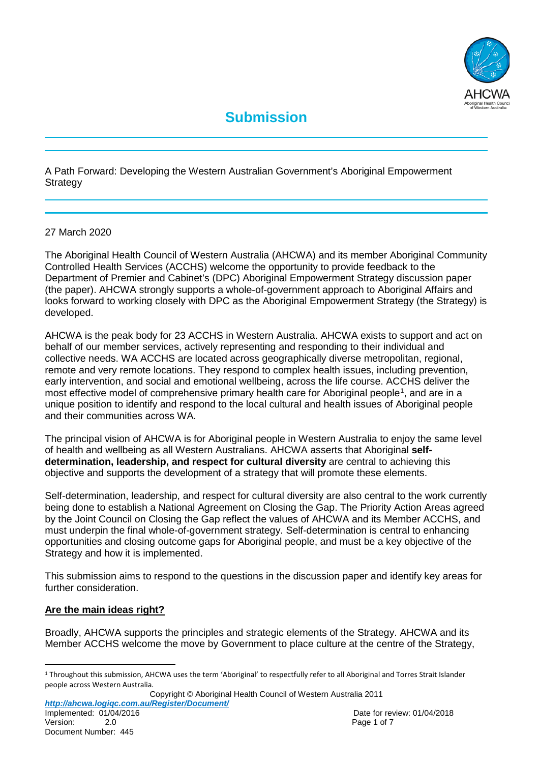# Submission

A Path Forward: Developing the Western Australian Government's Aboriginal Empowerment Strategy

27 March 2020

The Aboriginal Health Council of Western Australia (AHCWA) and its member Aboriginal Community Controlled Health Services (ACCHS) welcome the opportunity to provide feedback to the Department of Premier and Cabinet's (DPC) Aboriginal Empowerment Strategy discussion paper (the paper). AHCWA strongly supports a whole-of-government approach to Aboriginal Affairs and looks forward to working closely with DPC as the Aboriginal Empowerment Strategy (the Strategy) is developed.

AHCWA is the peak body for 23 ACCHS in Western Australia. AHCWA exists to support and act on behalf of our member services, actively representing and responding to their individual and collective needs. WA ACCHS are located across geographically diverse metropolitan, regional, remote and very remote locations. They respond to complex health issues, including prevention, early intervention, and social and emotional wellbeing, across the life course. ACCHS deliver the most effective model of comprehensive primary health care for Aboriginal people[1], and are in a unique position to identify and respond to the local cultural and health issues of Aboriginal people and their communities across WA.

The principal vision of AHCWA is for Aboriginal people in Western Australia to enjoy the same level of health and wellbeing as all Western Australians. AHCWA asserts that Aboriginal **self-determination, leadership, and respect for cultural diversity** are central to achieving this objective and supports the development of a strategy that will promote these elements.

Self-determination, leadership, and respect for cultural diversity are also central to the work currently being done to establish a National Agreement on Closing the Gap. The Priority Action Areas agreed by the Joint Council on Closing the Gap reflect the values of AHCWA and its Member ACCHS, and must underpin the final whole-of-government strategy. Self-determination is central to enhancing opportunities and closing outcome gaps for Aboriginal people, and must be a key objective of the Strategy and how it is implemented.

This submission aims to respond to the questions in the discussion paper and identify key areas for further consideration.

## Are the main ideas right?

Broadly, AHCWA supports the principles and strategic elements of the Strategy. AHCWA and its Member ACCHS welcome the move by Government to place culture at the centre of the Strategy,

[1] Throughout this submission, AHCWA uses the term 'Aboriginal' to respectfully refer to all Aboriginal and Torres Strait Islander people across Western Australia.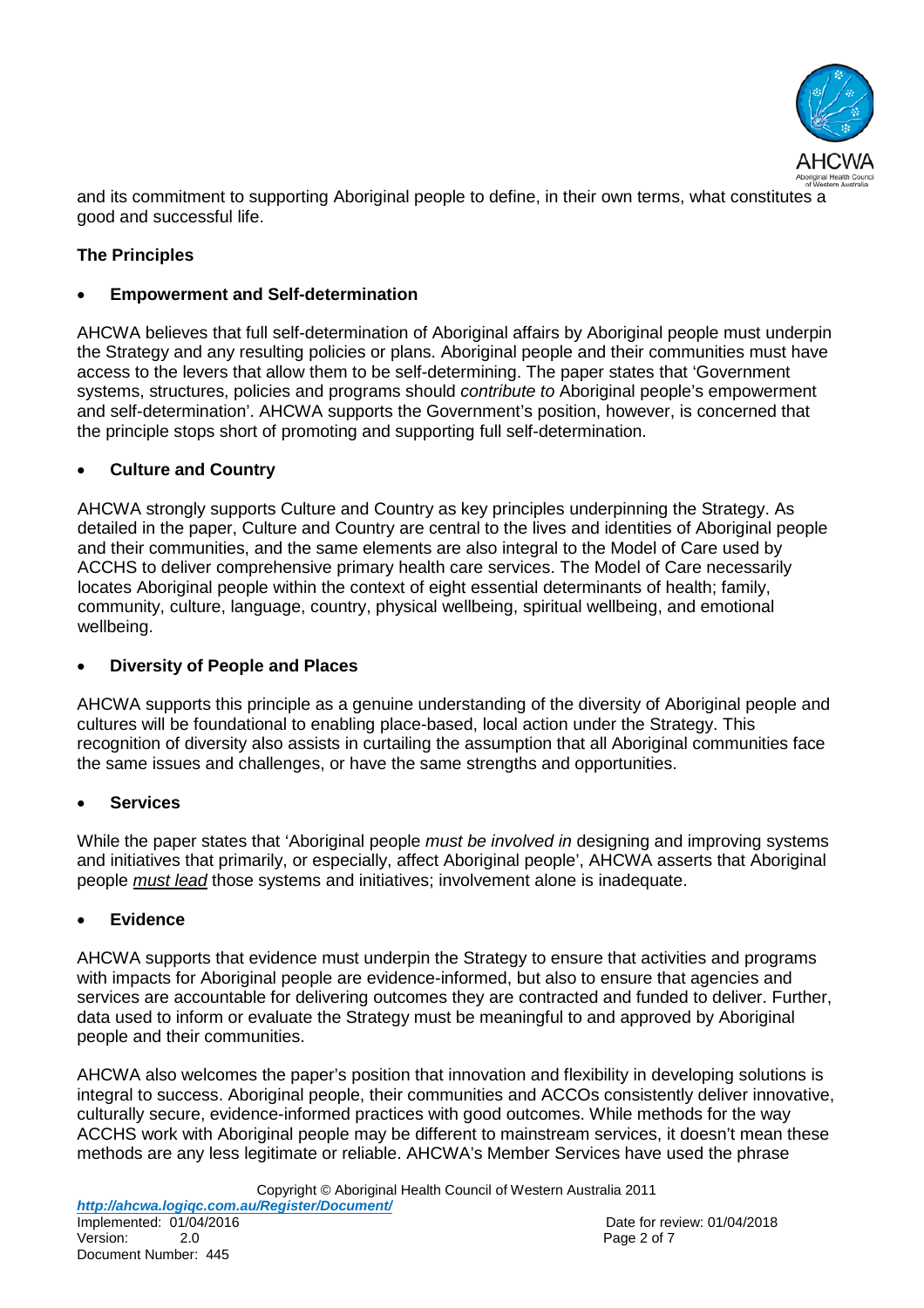and its commitment to supporting Aboriginal people to define, in their own terms, what constitutes a good and successful life.

**The Principles**

- **Empowerment and Self-determination**

AHCWA believes that full self-determination of Aboriginal affairs by Aboriginal people must underpin the Strategy and any resulting policies or plans. Aboriginal people and their communities must have access to the levers that allow them to be self-determining. The paper states that 'Government systems, structures, policies and programs should *contribute to* Aboriginal people's empowerment and self-determination'. AHCWA supports the Government's position, however, is concerned that the principle stops short of promoting and supporting full self-determination.

- **Culture and Country**

AHCWA strongly supports Culture and Country as key principles underpinning the Strategy. As detailed in the paper, Culture and Country are central to the lives and identities of Aboriginal people and their communities, and the same elements are also integral to the Model of Care used by ACCHS to deliver comprehensive primary health care services. The Model of Care necessarily locates Aboriginal people within the context of eight essential determinants of health; family, community, culture, language, country, physical wellbeing, spiritual wellbeing, and emotional wellbeing.

- **Diversity of People and Places**

AHCWA supports this principle as a genuine understanding of the diversity of Aboriginal people and cultures will be foundational to enabling place-based, local action under the Strategy. This recognition of diversity also assists in curtailing the assumption that all Aboriginal communities face the same issues and challenges, or have the same strengths and opportunities.

- **Services**

While the paper states that 'Aboriginal people *must be involved in* designing and improving systems and initiatives that primarily, or especially, affect Aboriginal people', AHCWA asserts that Aboriginal people ***must lead*** those systems and initiatives; involvement alone is inadequate.

- **Evidence**

AHCWA supports that evidence must underpin the Strategy to ensure that activities and programs with impacts for Aboriginal people are evidence-informed, but also to ensure that agencies and services are accountable for delivering outcomes they are contracted and funded to deliver. Further, data used to inform or evaluate the Strategy must be meaningful to and approved by Aboriginal people and their communities.

AHCWA also welcomes the paper's position that innovation and flexibility in developing solutions is integral to success. Aboriginal people, their communities and ACCOs consistently deliver innovative, culturally secure, evidence-informed practices with good outcomes. While methods for the way ACCHS work with Aboriginal people may be different to mainstream services, it doesn't mean these methods are any less legitimate or reliable. AHCWA's Member Services have used the phrase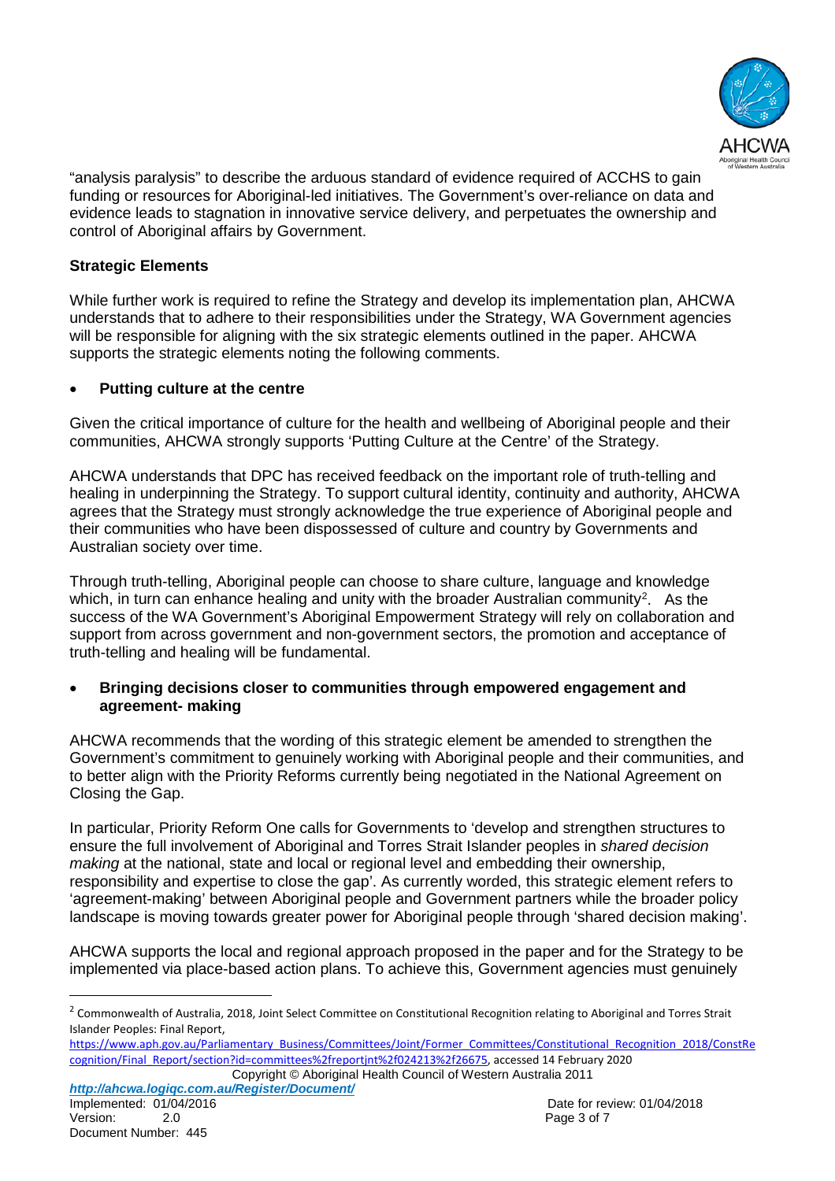"analysis paralysis" to describe the arduous standard of evidence required of ACCHS to gain funding or resources for Aboriginal-led initiatives. The Government's over-reliance on data and evidence leads to stagnation in innovative service delivery, and perpetuates the ownership and control of Aboriginal affairs by Government.

**Strategic Elements**

While further work is required to refine the Strategy and develop its implementation plan, AHCWA understands that to adhere to their responsibilities under the Strategy, WA Government agencies will be responsible for aligning with the six strategic elements outlined in the paper. AHCWA supports the strategic elements noting the following comments.

- **Putting culture at the centre**

Given the critical importance of culture for the health and wellbeing of Aboriginal people and their communities, AHCWA strongly supports 'Putting Culture at the Centre' of the Strategy.

AHCWA understands that DPC has received feedback on the important role of truth-telling and healing in underpinning the Strategy. To support cultural identity, continuity and authority, AHCWA agrees that the Strategy must strongly acknowledge the true experience of Aboriginal people and their communities who have been dispossessed of culture and country by Governments and Australian society over time.

Through truth-telling, Aboriginal people can choose to share culture, language and knowledge which, in turn can enhance healing and unity with the broader Australian community[2]. As the success of the WA Government's Aboriginal Empowerment Strategy will rely on collaboration and support from across government and non-government sectors, the promotion and acceptance of truth-telling and healing will be fundamental.

- **Bringing decisions closer to communities through empowered engagement and agreement- making**

AHCWA recommends that the wording of this strategic element be amended to strengthen the Government's commitment to genuinely working with Aboriginal people and their communities, and to better align with the Priority Reforms currently being negotiated in the National Agreement on Closing the Gap.

In particular, Priority Reform One calls for Governments to 'develop and strengthen structures to ensure the full involvement of Aboriginal and Torres Strait Islander peoples in *shared decision making* at the national, state and local or regional level and embedding their ownership, responsibility and expertise to close the gap'. As currently worded, this strategic element refers to 'agreement-making' between Aboriginal people and Government partners while the broader policy landscape is moving towards greater power for Aboriginal people through 'shared decision making'.

AHCWA supports the local and regional approach proposed in the paper and for the Strategy to be implemented via place-based action plans. To achieve this, Government agencies must genuinely

---

[2] Commonwealth of Australia, 2018, Joint Select Committee on Constitutional Recognition relating to Aboriginal and Torres Strait Islander Peoples: Final Report, https://www.aph.gov.au/Parliamentary_Business/Committees/Joint/Former_Committees/Constitutional_Recognition_2018/ConstRecognition/Final_Report/section?id=committees%2freportjnt%2f024213%2f26675, accessed 14 February 2020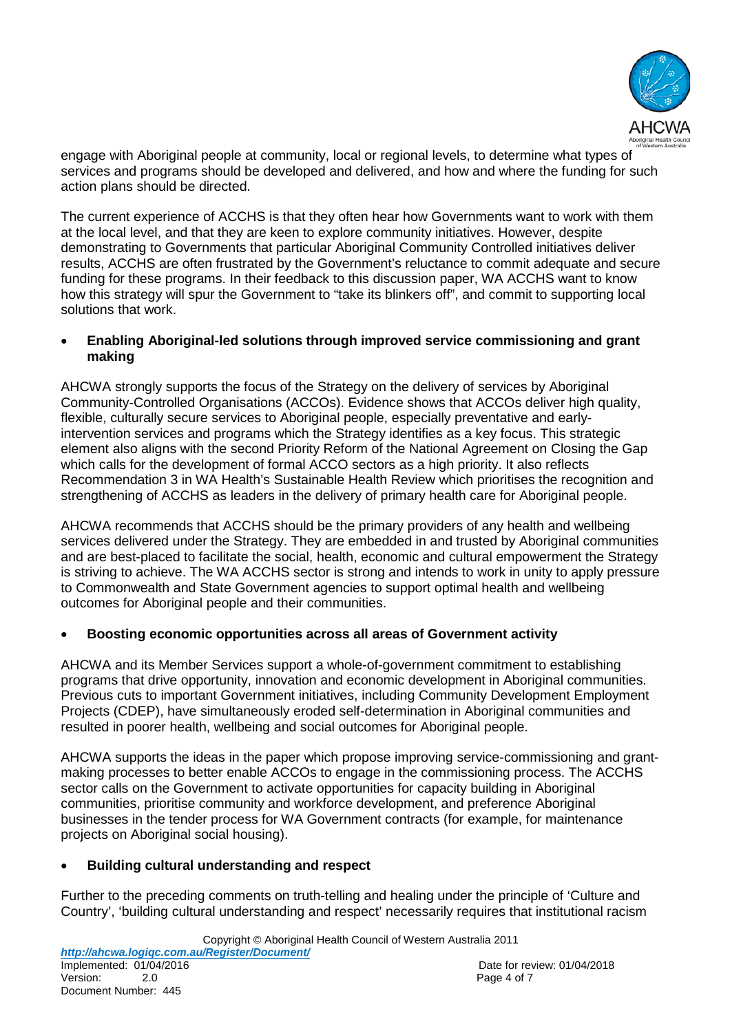engage with Aboriginal people at community, local or regional levels, to determine what types of services and programs should be developed and delivered, and how and where the funding for such action plans should be directed.

The current experience of ACCHS is that they often hear how Governments want to work with them at the local level, and that they are keen to explore community initiatives. However, despite demonstrating to Governments that particular Aboriginal Community Controlled initiatives deliver results, ACCHS are often frustrated by the Government's reluctance to commit adequate and secure funding for these programs. In their feedback to this discussion paper, WA ACCHS want to know how this strategy will spur the Government to "take its blinkers off", and commit to supporting local solutions that work.

- **Enabling Aboriginal-led solutions through improved service commissioning and grant making**

AHCWA strongly supports the focus of the Strategy on the delivery of services by Aboriginal Community-Controlled Organisations (ACCOs). Evidence shows that ACCOs deliver high quality, flexible, culturally secure services to Aboriginal people, especially preventative and early-intervention services and programs which the Strategy identifies as a key focus. This strategic element also aligns with the second Priority Reform of the National Agreement on Closing the Gap which calls for the development of formal ACCO sectors as a high priority. It also reflects Recommendation 3 in WA Health's Sustainable Health Review which prioritises the recognition and strengthening of ACCHS as leaders in the delivery of primary health care for Aboriginal people.

AHCWA recommends that ACCHS should be the primary providers of any health and wellbeing services delivered under the Strategy. They are embedded in and trusted by Aboriginal communities and are best-placed to facilitate the social, health, economic and cultural empowerment the Strategy is striving to achieve. The WA ACCHS sector is strong and intends to work in unity to apply pressure to Commonwealth and State Government agencies to support optimal health and wellbeing outcomes for Aboriginal people and their communities.

- **Boosting economic opportunities across all areas of Government activity**

AHCWA and its Member Services support a whole-of-government commitment to establishing programs that drive opportunity, innovation and economic development in Aboriginal communities. Previous cuts to important Government initiatives, including Community Development Employment Projects (CDEP), have simultaneously eroded self-determination in Aboriginal communities and resulted in poorer health, wellbeing and social outcomes for Aboriginal people.

AHCWA supports the ideas in the paper which propose improving service-commissioning and grant-making processes to better enable ACCOs to engage in the commissioning process. The ACCHS sector calls on the Government to activate opportunities for capacity building in Aboriginal communities, prioritise community and workforce development, and preference Aboriginal businesses in the tender process for WA Government contracts (for example, for maintenance projects on Aboriginal social housing).

- **Building cultural understanding and respect**

Further to the preceding comments on truth-telling and healing under the principle of 'Culture and Country', 'building cultural understanding and respect' necessarily requires that institutional racism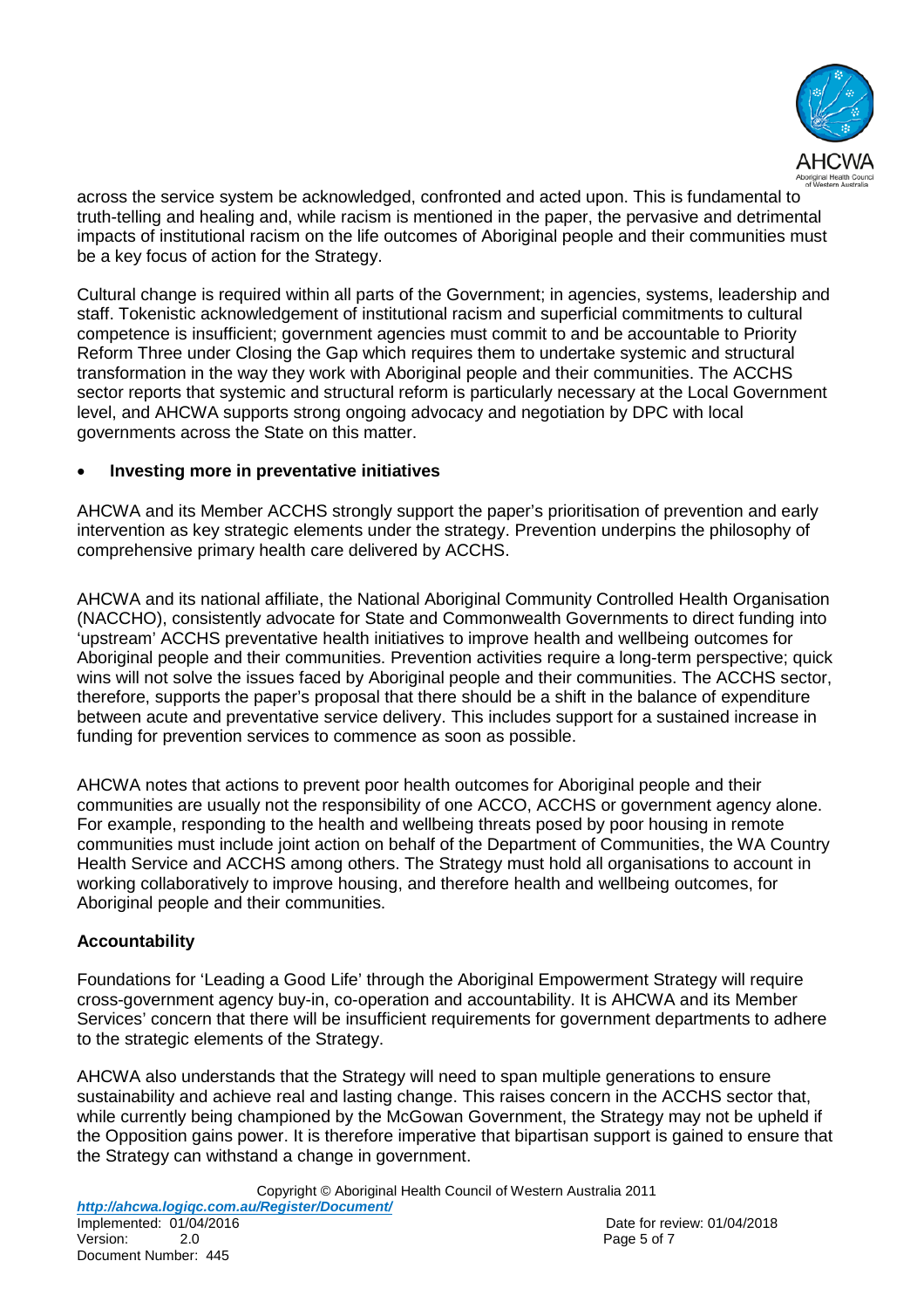across the service system be acknowledged, confronted and acted upon. This is fundamental to truth-telling and healing and, while racism is mentioned in the paper, the pervasive and detrimental impacts of institutional racism on the life outcomes of Aboriginal people and their communities must be a key focus of action for the Strategy.

Cultural change is required within all parts of the Government; in agencies, systems, leadership and staff. Tokenistic acknowledgement of institutional racism and superficial commitments to cultural competence is insufficient; government agencies must commit to and be accountable to Priority Reform Three under Closing the Gap which requires them to undertake systemic and structural transformation in the way they work with Aboriginal people and their communities. The ACCHS sector reports that systemic and structural reform is particularly necessary at the Local Government level, and AHCWA supports strong ongoing advocacy and negotiation by DPC with local governments across the State on this matter.

- **Investing more in preventative initiatives**

AHCWA and its Member ACCHS strongly support the paper's prioritisation of prevention and early intervention as key strategic elements under the strategy. Prevention underpins the philosophy of comprehensive primary health care delivered by ACCHS.

AHCWA and its national affiliate, the National Aboriginal Community Controlled Health Organisation (NACCHO), consistently advocate for State and Commonwealth Governments to direct funding into 'upstream' ACCHS preventative health initiatives to improve health and wellbeing outcomes for Aboriginal people and their communities. Prevention activities require a long-term perspective; quick wins will not solve the issues faced by Aboriginal people and their communities. The ACCHS sector, therefore, supports the paper's proposal that there should be a shift in the balance of expenditure between acute and preventative service delivery. This includes support for a sustained increase in funding for prevention services to commence as soon as possible.

AHCWA notes that actions to prevent poor health outcomes for Aboriginal people and their communities are usually not the responsibility of one ACCO, ACCHS or government agency alone. For example, responding to the health and wellbeing threats posed by poor housing in remote communities must include joint action on behalf of the Department of Communities, the WA Country Health Service and ACCHS among others. The Strategy must hold all organisations to account in working collaboratively to improve housing, and therefore health and wellbeing outcomes, for Aboriginal people and their communities.

**Accountability**

Foundations for 'Leading a Good Life' through the Aboriginal Empowerment Strategy will require cross-government agency buy-in, co-operation and accountability. It is AHCWA and its Member Services' concern that there will be insufficient requirements for government departments to adhere to the strategic elements of the Strategy.

AHCWA also understands that the Strategy will need to span multiple generations to ensure sustainability and achieve real and lasting change. This raises concern in the ACCHS sector that, while currently being championed by the McGowan Government, the Strategy may not be upheld if the Opposition gains power. It is therefore imperative that bipartisan support is gained to ensure that the Strategy can withstand a change in government.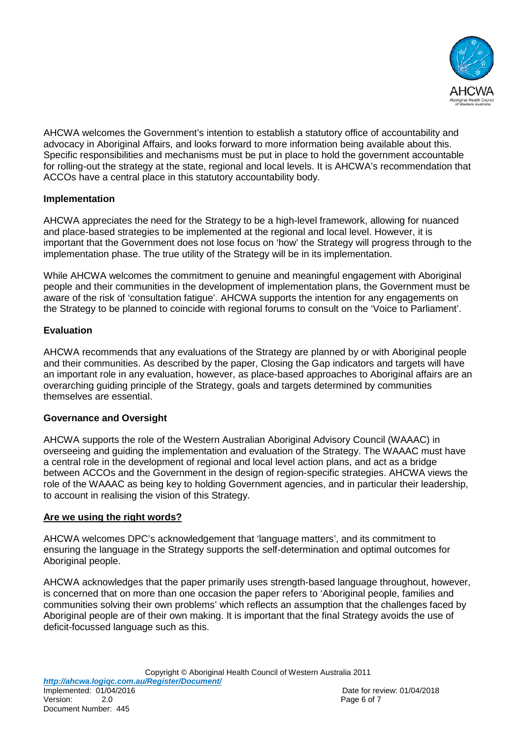AHCWA welcomes the Government's intention to establish a statutory office of accountability and advocacy in Aboriginal Affairs, and looks forward to more information being available about this. Specific responsibilities and mechanisms must be put in place to hold the government accountable for rolling-out the strategy at the state, regional and local levels. It is AHCWA's recommendation that ACCOs have a central place in this statutory accountability body.

**Implementation**

AHCWA appreciates the need for the Strategy to be a high-level framework, allowing for nuanced and place-based strategies to be implemented at the regional and local level. However, it is important that the Government does not lose focus on 'how' the Strategy will progress through to the implementation phase. The true utility of the Strategy will be in its implementation.

While AHCWA welcomes the commitment to genuine and meaningful engagement with Aboriginal people and their communities in the development of implementation plans, the Government must be aware of the risk of 'consultation fatigue'. AHCWA supports the intention for any engagements on the Strategy to be planned to coincide with regional forums to consult on the 'Voice to Parliament'.

**Evaluation**

AHCWA recommends that any evaluations of the Strategy are planned by or with Aboriginal people and their communities. As described by the paper, Closing the Gap indicators and targets will have an important role in any evaluation, however, as place-based approaches to Aboriginal affairs are an overarching guiding principle of the Strategy, goals and targets determined by communities themselves are essential.

**Governance and Oversight**

AHCWA supports the role of the Western Australian Aboriginal Advisory Council (WAAAC) in overseeing and guiding the implementation and evaluation of the Strategy. The WAAAC must have a central role in the development of regional and local level action plans, and act as a bridge between ACCOs and the Government in the design of region-specific strategies. AHCWA views the role of the WAAAC as being key to holding Government agencies, and in particular their leadership, to account in realising the vision of this Strategy.

**Are we using the right words?**

AHCWA welcomes DPC's acknowledgement that 'language matters', and its commitment to ensuring the language in the Strategy supports the self-determination and optimal outcomes for Aboriginal people.

AHCWA acknowledges that the paper primarily uses strength-based language throughout, however, is concerned that on more than one occasion the paper refers to 'Aboriginal people, families and communities solving their own problems' which reflects an assumption that the challenges faced by Aboriginal people are of their own making. It is important that the final Strategy avoids the use of deficit-focussed language such as this.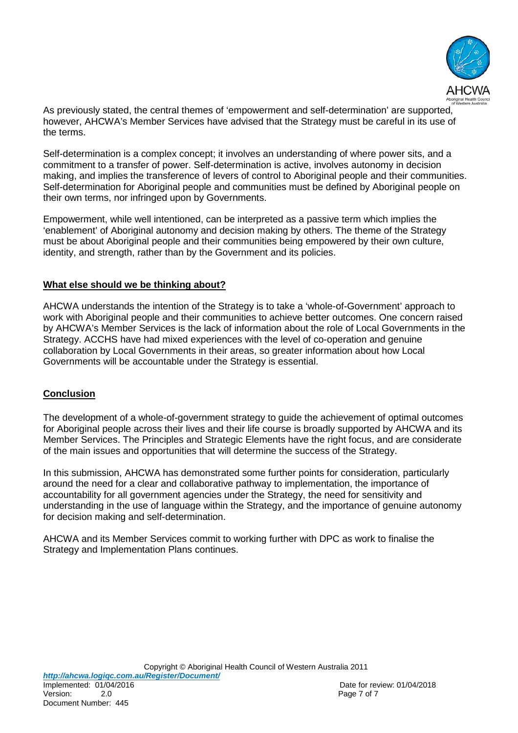As previously stated, the central themes of 'empowerment and self-determination' are supported, however, AHCWA's Member Services have advised that the Strategy must be careful in its use of the terms.

Self-determination is a complex concept; it involves an understanding of where power sits, and a commitment to a transfer of power. Self-determination is active, involves autonomy in decision making, and implies the transference of levers of control to Aboriginal people and their communities. Self-determination for Aboriginal people and communities must be defined by Aboriginal people on their own terms, nor infringed upon by Governments.

Empowerment, while well intentioned, can be interpreted as a passive term which implies the 'enablement' of Aboriginal autonomy and decision making by others. The theme of the Strategy must be about Aboriginal people and their communities being empowered by their own culture, identity, and strength, rather than by the Government and its policies.

## What else should we be thinking about?

AHCWA understands the intention of the Strategy is to take a 'whole-of-Government' approach to work with Aboriginal people and their communities to achieve better outcomes. One concern raised by AHCWA's Member Services is the lack of information about the role of Local Governments in the Strategy. ACCHS have had mixed experiences with the level of co-operation and genuine collaboration by Local Governments in their areas, so greater information about how Local Governments will be accountable under the Strategy is essential.

## Conclusion

The development of a whole-of-government strategy to guide the achievement of optimal outcomes for Aboriginal people across their lives and their life course is broadly supported by AHCWA and its Member Services. The Principles and Strategic Elements have the right focus, and are considerate of the main issues and opportunities that will determine the success of the Strategy.

In this submission, AHCWA has demonstrated some further points for consideration, particularly around the need for a clear and collaborative pathway to implementation, the importance of accountability for all government agencies under the Strategy, the need for sensitivity and understanding in the use of language within the Strategy, and the importance of genuine autonomy for decision making and self-determination.

AHCWA and its Member Services commit to working further with DPC as work to finalise the Strategy and Implementation Plans continues.